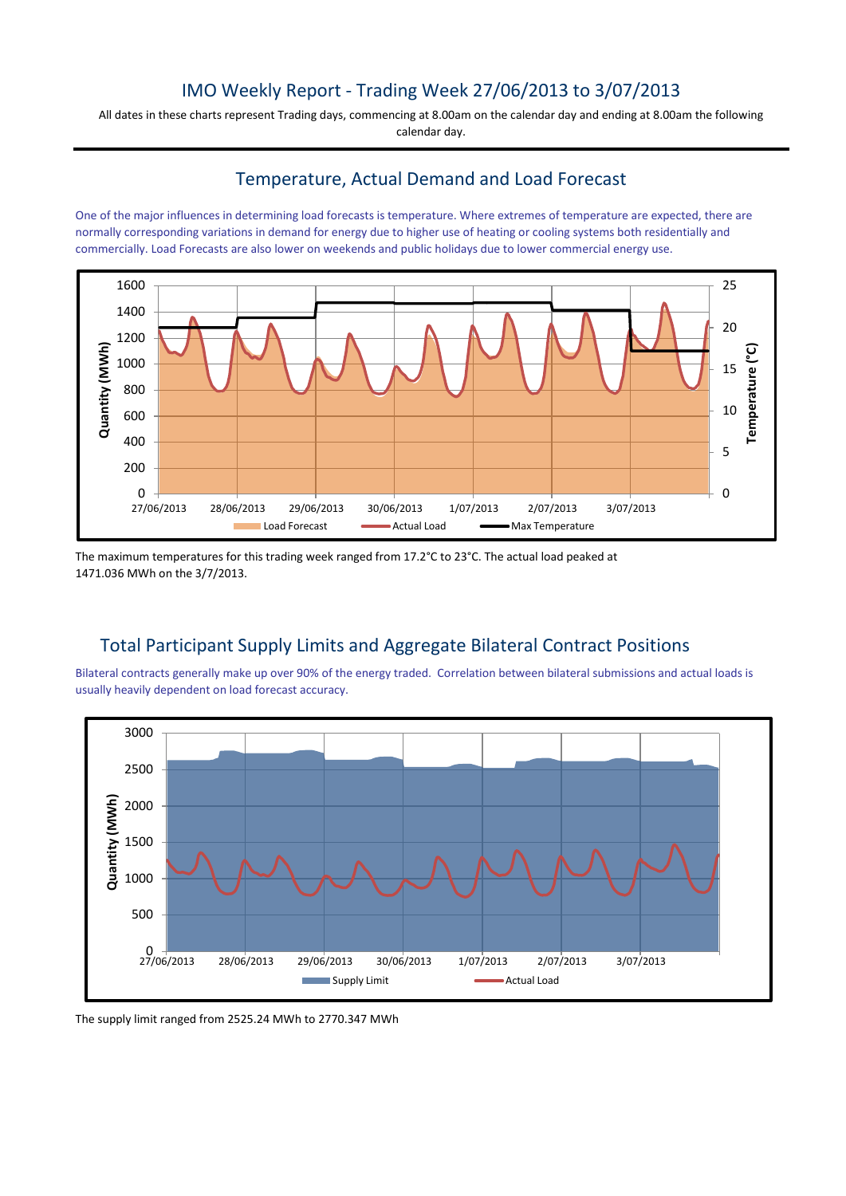# IMO Weekly Report - Trading Week 27/06/2013 to 3/07/2013

All dates in these charts represent Trading days, commencing at 8.00am on the calendar day and ending at 8.00am the following calendar day.

## Temperature, Actual Demand and Load Forecast

One of the major influences in determining load forecasts is temperature. Where extremes of temperature are expected, there are normally corresponding variations in demand for energy due to higher use of heating or cooling systems both residentially and commercially. Load Forecasts are also lower on weekends and public holidays due to lower commercial energy use.

The maximum temperatures for this trading week ranged from 17.2°C to 23°C. The actual load peaked at 1471.036 MWh on the 3/7/2013.

## Total Participant Supply Limits and Aggregate Bilateral Contract Positions

Bilateral contracts generally make up over 90% of the energy traded. Correlation between bilateral submissions and actual loads is usually heavily dependent on load forecast accuracy.

The supply limit ranged from 2525.24 MWh to 2770.347 MWh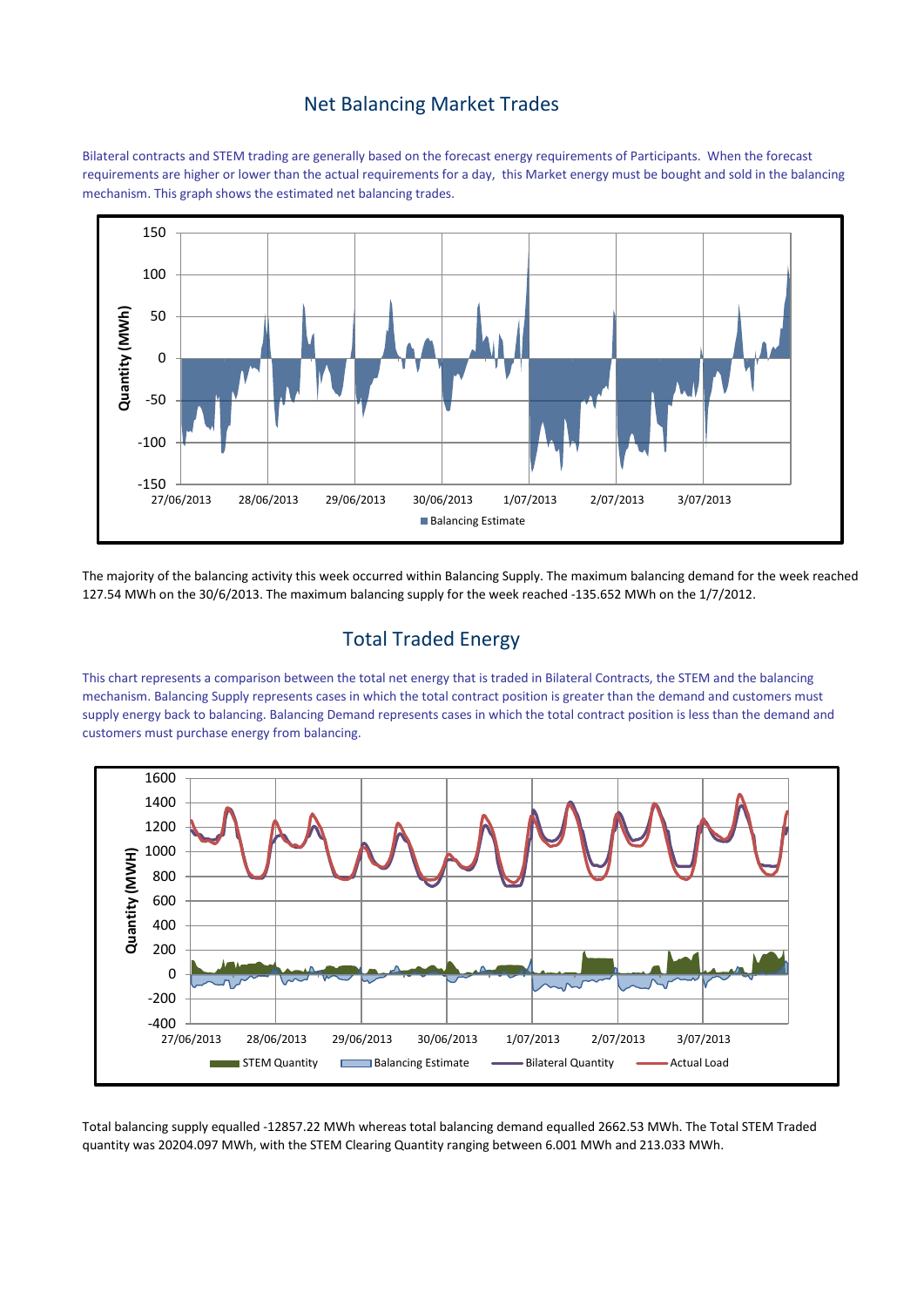## Net Balancing Market Trades

Bilateral contracts and STEM trading are generally based on the forecast energy requirements of Participants. When the forecast requirements are higher or lower than the actual requirements for a day, this Market energy must be bought and sold in the balancing mechanism. This graph shows the estimated net balancing trades.

The majority of the balancing activity this week occurred within Balancing Supply. The maximum balancing demand for the week reached 127.54 MWh on the 30/6/2013. The maximum balancing supply for the week reached -135.652 MWh on the 1/7/2012.

## Total Traded Energy

This chart represents a comparison between the total net energy that is traded in Bilateral Contracts, the STEM and the balancing mechanism. Balancing Supply represents cases in which the total contract position is greater than the demand and customers must supply energy back to balancing. Balancing Demand represents cases in which the total contract position is less than the demand and customers must purchase energy from balancing.

Total balancing supply equalled -12857.22 MWh whereas total balancing demand equalled 2662.53 MWh. The Total STEM Traded quantity was 20204.097 MWh, with the STEM Clearing Quantity ranging between 6.001 MWh and 213.033 MWh.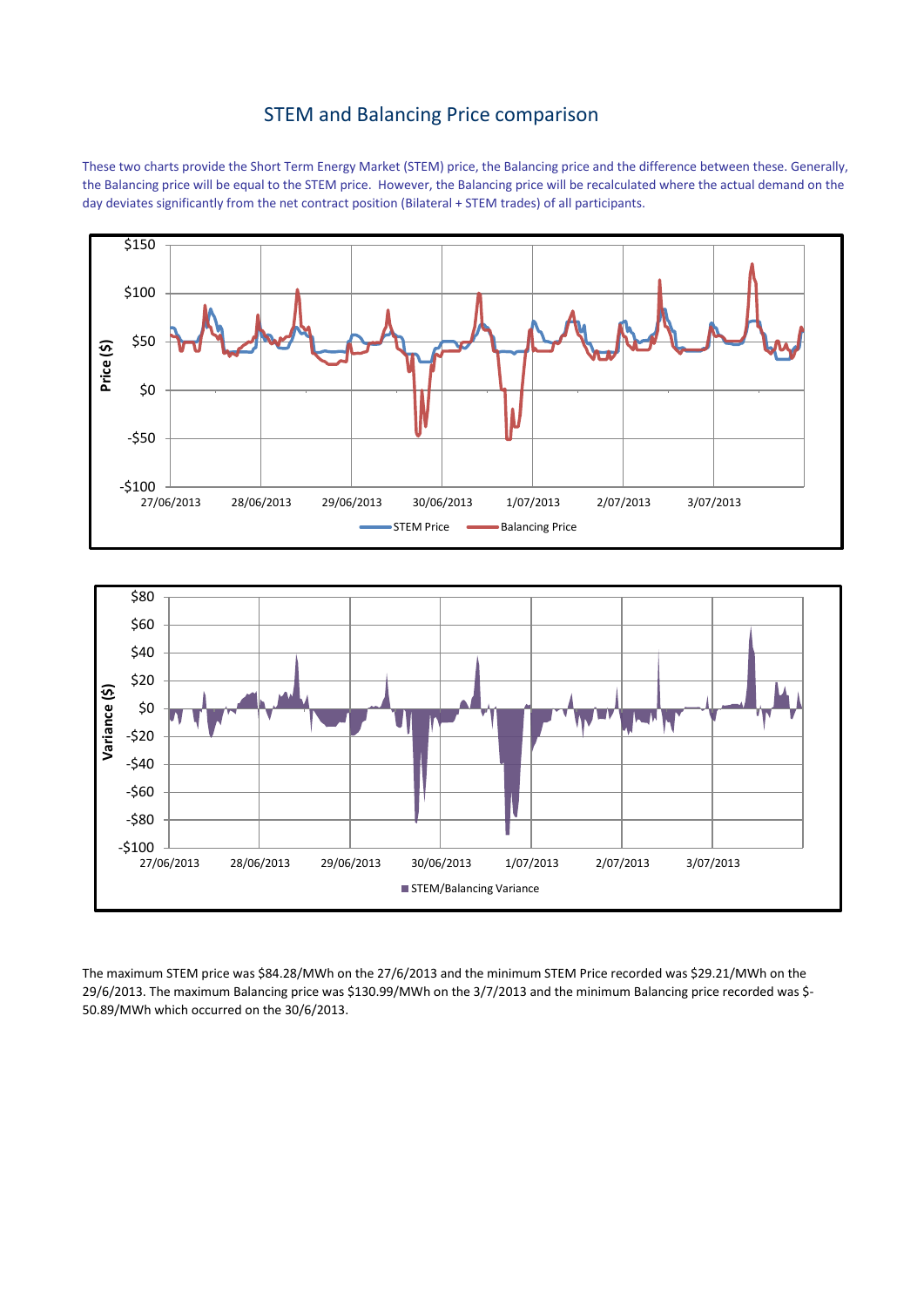# STEM and Balancing Price comparison

These two charts provide the Short Term Energy Market (STEM) price, the Balancing price and the difference between these. Generally, the Balancing price will be equal to the STEM price. However, the Balancing price will be recalculated where the actual demand on the day deviates significantly from the net contract position (Bilateral + STEM trades) of all participants.

Price ($)

$150
$100
$50
$0
-$50
-$100

27/06/2013 28/06/2013 29/06/2013 30/06/2013 1/07/2013 2/07/2013 3/07/2013

STEM Price
Balancing Price

Variance ($)

$80
$60
$40
$20
$0
-$20
-$40
-$60
-$80
-$100

27/06/2013 28/06/2013 29/06/2013 30/06/2013 1/07/2013 2/07/2013 3/07/2013

STEM/Balancing Variance

The maximum STEM price was $84.28/MWh on the 27/6/2013 and the minimum STEM Price recorded was $29.21/MWh on the 29/6/2013. The maximum Balancing price was $130.99/MWh on the 3/7/2013 and the minimum Balancing price recorded was $-50.89/MWh which occurred on the 30/6/2013.